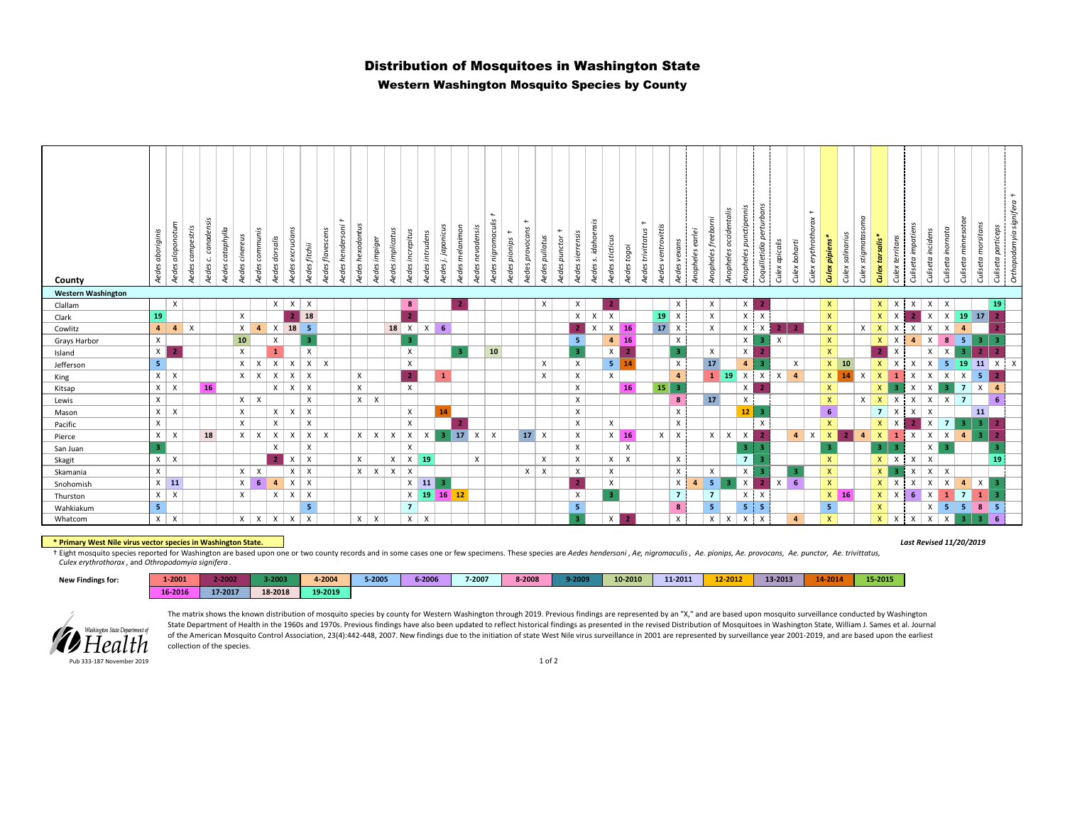# Distribution of Mosquitoes in Washington State

## Western Washington Mosquito Species by County

| County | *Aedes aboriginis* | *Aedes aloponotum* | *Aedes campestris* | *Aedes c. canadensis* | *Aedes cataphylla* | *Aedes cinereus* | *Aedes communis* | *Aedes dorsalis* | *Aedes excrucians* | *Aedes fitchii* | *Aedes flavescens* | *Aedes hendersoni* † | *Aedes hexodontus* | *Aedes impiger* | *Aedes implicatus* | *Aedes increpitus* | *Aedes intrudens* | *Aedes j. japonicus* | *Aedes melanimon* | *Aedes nevadensis* | *Aedes nigromaculis* † | *Aedes pionips* † | *Aedes provocans* † | *Aedes pullatus* | *Aedes punctor* † | *Aedes sierrensis* | *Aedes s. idahoensis* | *Aedes sticticus* | *Aedes togoi* | *Aedes trivittatus* † | *Aedes ventrovittis* | *Aedes vexans* | *Anopheles earlei* | *Anopheles freeborni* | *Anopheles occidentalis* | *Anopheles punctipennis* | *Coquillettidia perturbans* | *Culex apicalis* | *Culex boharti* | *Culex erythrothorax* † | ***Culex pipiens**** | *Culex salinarius* | *Culex stigmatosoma* | ***Culex tarsalis**** | *Culex territans* | *Culiseta impatiens* | *Culiseta incidens* | *Culiseta inornata* | *Culiseta minnesotae* | *Culiseta morsitans* | *Culiseta particeps* | *Orthopodomyia signifera* † |
|---|---|---|---|---|---|---|---|---|---|---|---|---|---|---|---|---|---|---|---|---|---|---|---|---|---|---|---|---|---|---|---|---|---|---|---|---|---|---|---|---|---|---|---|---|---|---|---|---|---|---|---|---|
| **Western Washington** | | | | | | | | | | | | | | | | | | | | | | | | | | | | | | | | | | | | | | | | | | | | | | | | | | | | |
| Clallam | | X | | | | | | X | X | X | | | | | | 8 | | | 2 | | | | | X | | X | | 2 | | | | X | | X | | X | 2 | | | | X | | | X | X | X | X | X | | | 19 | |
| Clark | 19 | | | | | X | | | 2 | 18 | | | | | | 2 | | | | | | | | | | X | X | X | | | 19 | X | | X | | X | X | | | | X | | | X | X | 2 | X | X | 19 | 17 | 2 | |
| Cowlitz | 4 | 4 | X | | | X | 4 | X | 18 | 5 | | | | | 18 | X | X | 6 | | | | | | | | 2 | X | X | 16 | | 17 | X | | X | | X | X | 2 | 2 | | X | | X | X | X | X | X | X | 4 | | 2 | |
| Grays Harbor | X | | | | | 10 | | X | | 3 | | | | | | 3 | | | | | | | | | | 5 | | 4 | 16 | | | X | | | | X | 3 | X | | | X | | | X | X | 4 | X | 8 | 5 | 3 | 3 | |
| Island | X | 2 | | | | X | | 1 | | X | | | | | | X | | | 3 | | 10 | | | | | 3 | | X | 2 | | | 3 | | X | | X | 2 | | | | X | | | 2 | X | | X | X | 3 | 2 | 2 | |
| Jefferson | 5 | | | | | X | X | X | X | X | X | | | | | X | | | | | | | | X | | X | | 5 | 14 | | | X | | 17 | | 4 | 3 | | X | | X | 10 | | X | X | X | X | 5 | 19 | 11 | X | X |
| King | X | X | | | | X | X | X | X | X | | | X | | | 2 | | 1 | | | | | | X | | X | | X | | | | 4 | | 1 | 19 | X | X | X | 4 | | X | 14 | X | X | 1 | X | X | X | X | 5 | 2 | |
| Kitsap | X | X | | 16 | | | | X | X | X | | | X | | | X | | | | | | | | | | X | | | 16 | | 15 | 3 | | | | X | 2 | | | | X | | | X | 3 | X | X | 3 | 7 | X | 4 | |
| Lewis | X | | | | | X | X | | | X | | | X | X | | | | | | | | | | | | X | | | | | | 8 | | 17 | | X | | | | | X | | X | X | X | X | X | X | 7 | | 6 | |
| Mason | X | X | | | | X | | X | X | X | | | | | | X | | 14 | | | | | | | | X | | | | | | X | | | | 12 | 3 | | | | 6 | | | 7 | X | X | X | | | 11 | | |
| Pacific | X | | | | | X | | X | | X | | | | | | X | | | 2 | | | | | | | X | | X | | | | X | | | | | X | | | | X | | | X | X | 2 | X | 7 | 3 | 3 | 2 | |
| Pierce | X | X | | 18 | | X | X | X | X | X | X | | X | X | X | X | X | 3 | 17 | X | X | | 17 | X | | X | | X | 16 | | X | X | | X | X | X | 2 | | 4 | X | X | 2 | 4 | X | 1 | X | X | X | 4 | 3 | 2 | |
| San Juan | 3 | | | | | | | X | | X | | | | | | X | | | | | | | | | | X | | | X | | | | | | | 3 | 3 | | | | 3 | | | 3 | 3 | | X | 3 | | | 3 | |
| Skagit | X | X | | | | | | 2 | X | X | | | X | | X | X | 19 | | | X | | | | X | | X | | X | X | | | X | | | | 7 | 3 | | | | X | | | X | X | X | X | | | | 19 | |
| Skamania | X | | | | | X | X | | X | X | | | X | X | X | X | | | | | | | X | X | | X | | X | | | | X | | X | | X | 3 | | 3 | | X | | | X | 3 | X | X | X | | | | |
| Snohomish | X | 11 | | | | X | 6 | 4 | X | X | | | | | | X | 11 | 3 | | | | | | | | 2 | | X | | | | X | 4 | 5 | 3 | X | 2 | X | 6 | | X | | | X | X | X | X | X | 4 | X | 3 | |
| Thurston | X | X | | | | X | | X | X | X | | | | | | X | 19 | 16 | 12 | | | | | | | X | | 3 | | | | 7 | | 7 | | X | X | | | | X | 16 | | X | X | 6 | X | 1 | 7 | 1 | 3 | |
| Wahkiakum | 5 | | | | | | | | | 5 | | | | | | 7 | | | | | | | | | | 5 | | | | | | 8 | | 5 | | 5 | 5 | | | | 5 | | | X | | | X | 5 | 5 | 8 | 5 | |
| Whatcom | X | X | | | | X | X | X | X | X | | | X | X | | X | X | | | | | | | | | 3 | | X | 2 | | | X | | X | X | X | X | | 4 | | X | | | X | X | X | X | X | 3 | 3 | 6 | |

**\* Primary West Nile virus vector species in Washington State.**

*Last Revised 11/20/2019*

† Eight mosquito species reported for Washington are based upon one or two county records and in some cases one or few specimens. These species are *Aedes hendersoni*, *Ae, nigromaculis*, *Ae. pionips, Ae. provocans, Ae. punctor, Ae. trivittatus, Culex erythrothorax*, and *Othropodomyia signifera*.

**New Findings for:**

| 1-2001 | 2-2002 | 3-2003 | 4-2004 | 5-2005 | 6-2006 | 7-2007 | 8-2008 | 9-2009 | 10-2010 | 11-2011 | 12-2012 | 13-2013 | 14-2014 | 15-2015 |
|---|---|---|---|---|---|---|---|---|---|---|---|---|---|---|
| 16-2016 | 17-2017 | 18-2018 | 19-2019 | | | | | | | | | | | |

Washington State Department of Health

The matrix shows the known distribution of mosquito species by county for Western Washington through 2019. Previous findings are represented by an "X," and are based upon mosquito surveillance conducted by Washington State Department of Health in the 1960s and 1970s. Previous findings have also been updated to reflect historical findings as presented in the revised Distribution of Mosquitoes in Washington State, William J. Sames et al. Journal of the American Mosquito Control Association, 23(4):442-448, 2007. New findings due to the initiation of state West Nile virus surveillance in 2001 are represented by surveillance year 2001-2019, and are based upon the earliest collection of the species.

Pub 333-187 November 2019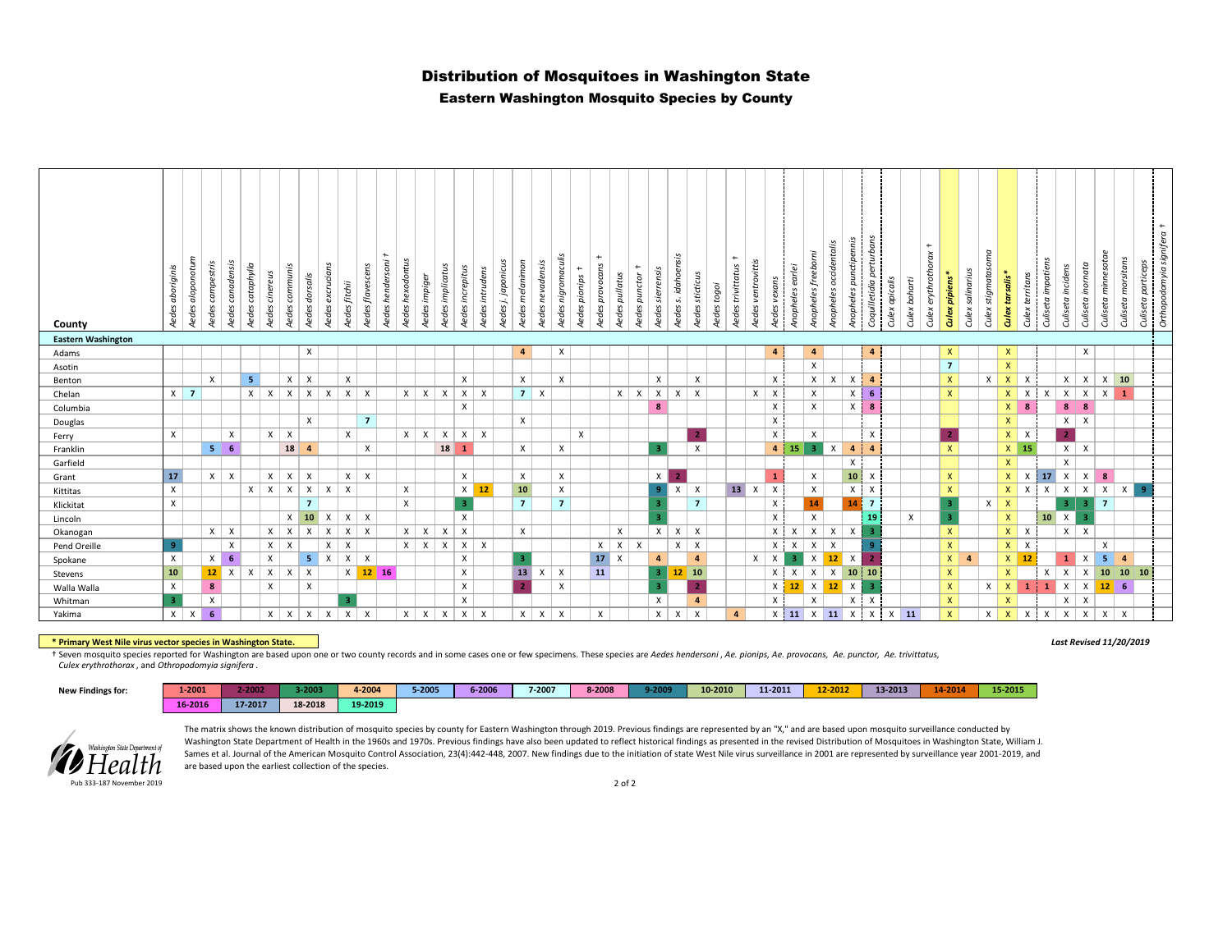# Distribution of Mosquitoes in Washington State

## Eastern Washington Mosquito Species by County

| County | Aedes aboriginis | Aedes aloponotum | Aedes campestris | Aedes canadensis | Aedes cataphylla | Aedes cinereus | Aedes communis | Aedes dorsalis | Aedes excrucians | Aedes fitchii | Aedes flavescens | Aedes hendersoni † | Aedes hexodontus | Aedes impiger | Aedes implicatus | Aedes increpitus | Aedes intrudens | Aedes j. japonicus | Aedes melanimon | Aedes nevadensis | Aedes nigromaculis | Aedes pionips † | Aedes provocans † | Aedes pullatus | Aedes punctor † | Aedes sierrensis | Aedes s. idahoensis | Aedes sticticus | Aedes togoi | Aedes trivittatus † | Aedes ventrovittis | Aedes vexans | Anopheles earlei | Anopheles freeborni | Anopheles occidentalis | Anopheles punctipennis | Coquillettidia perturbans | Culex apicalis | Culex boharti | Culex erythrothorax † | Culex pipiens* | Culex salinarius | Culex stigmatosoma | Culex tarsalis* | Culex territans | Culiseta impatiens | Culiseta incidens | Culiseta inornata | Culiseta minnesotae | Culiseta morsitans | Culiseta particeps | Orthopodomyia signifera † |
|---|---|---|---|---|---|---|---|---|---|---|---|---|---|---|---|---|---|---|---|---|---|---|---|---|---|---|---|---|---|---|---|---|---|---|---|---|---|---|---|---|---|---|---|---|---|---|---|---|---|---|---|---|
| **Eastern Washington** | | | | | | | | | | | | | | | | | | | | | | | | | | | | | | | | | | | | | | | | | | | | | | | | | | | | |
| Adams | | | | | | | | X | | | | | | | | | | | 4 | | X | | | | | | | | | | | 4 | | 4 | | | 4 | | | | X | | | X | | | | X | | | | |
| Asotin | | | | | | | | | | | | | | | | | | | | | | | | | | | | | | | | | | X | | | | | | | 7 | | | X | | | | | | | | |
| Benton | | | X | | 5 | | X | X | | X | | | | | | X | | | X | | X | | | | | X | | X | | | | X | | X | X | X | 4 | | | | X | | X | X | X | | X | X | X | 10 | | |
| Chelan | X | 7 | | | X | X | X | X | X | X | X | | X | X | X | X | X | | 7 | X | | | | X | X | X | X | X | | | X | X | | X | | X | 6 | | | | X | | | X | X | X | X | X | X | 1 | | |
| Columbia | | | | | | | | | | | | | | | | X | | | | | | | | | | 8 | | | | | | X | | X | | X | 8 | | | | | | | X | 8 | | 8 | 8 | | | | |
| Douglas | | | | | | | | X | | | 7 | | | | | | | | X | | | | | | | | | | | | | X | | | | | | | | | | | | X | | | X | X | | | | |
| Ferry | X | | | X | | X | X | | | X | | | X | X | X | X | X | | | | | X | | | | | | 2 | | | | X | | X | | | X | | | | 2 | | | X | X | | 2 | | | | | |
| Franklin | | | 5 | 6 | | | 18 | 4 | | | X | | | | 18 | 1 | | | X | | X | | | | | 3 | | X | | | | 4 | 15 | 3 | X | 4 | 4 | | | | X | | | X | 15 | | X | X | | | | |
| Garfield | | | | | | | | | | | | | | | | | | | | | | | | | | | | | | | | | | | | X | | | | | | | | X | | | X | | | | | |
| Grant | 17 | | X | X | | X | X | X | | X | X | | | | | X | | | X | | X | | | | | X | 2 | | | | | 1 | | X | | 10 | X | | | | X | | | X | X | 17 | X | X | 8 | | | |
| Kittitas | X | | | | X | X | X | X | X | X | | | X | | | X | 12 | | 10 | | X | | | | | 9 | X | X | | 13 | X | X | | X | | X | X | | | | X | | | X | X | X | X | X | X | X | 9 | |
| Klickitat | X | | | | | | | 7 | | | | | X | | | 3 | | | 7 | | 7 | | | | | 3 | | 7 | | | | X | | 14 | | 14 | 7 | | | | 3 | | X | X | | | 3 | 3 | 7 | | | |
| Lincoln | | | | | | | X | 10 | X | X | X | | | | | X | | | | | | | | | | 3 | | | | | | X | | X | | | 19 | | X | | 3 | | | X | | 10 | X | 3 | | | | |
| Okanogan | | | X | X | | X | X | X | X | X | X | | X | X | X | X | | | X | | | | | X | | X | X | X | | | | X | X | X | X | X | 3 | | | | X | | | X | X | | X | X | | | | |
| Pend Oreille | 9 | | | X | | X | X | | X | X | | | X | X | X | X | X | | | | | | X | X | X | | X | X | | | | X | X | X | X | | 9 | | | | X | | | X | X | | | | X | | | |
| Spokane | X | | X | 6 | | X | | 5 | X | X | X | | | | | X | | | 3 | | | | 17 | X | | 4 | | 4 | | | X | X | 3 | X | 12 | X | 2 | | | | X | 4 | | X | 12 | | 1 | X | 5 | 4 | | |
| Stevens | 10 | | 12 | X | X | X | X | X | | X | 12 | 16 | | | | X | | | 13 | X | X | | 11 | | | 3 | 12 | 10 | | | | X | X | X | X | 10 | 10 | | | | X | | | X | | X | X | X | 10 | 10 | 10 | |
| Walla Walla | X | | 8 | | | X | | X | | | | | | | | X | | | 2 | | X | | | | | 3 | | 2 | | | | X | 12 | X | 12 | X | 3 | | | | X | | X | X | 1 | 1 | X | X | 12 | 6 | | |
| Whitman | 3 | | X | | | | | | | 3 | | | | | | X | | | | | | | | | | X | | 4 | | | | X | | X | | X | X | | | | X | | | X | | | X | X | | | | |
| Yakima | X | X | 6 | | | X | X | X | X | X | X | | X | X | X | X | X | | X | X | X | | X | | | X | X | X | | 4 | | X | 11 | X | 11 | X | X | X | 11 | | X | | X | X | X | X | X | X | X | X | | |

**\* Primary West Nile virus vector species in Washington State.**

*Last Revised 11/20/2019*

† Seven mosquito species reported for Washington are based upon one or two county records and in some cases one or few specimens. These species are *Aedes hendersoni*, *Ae. pionips, Ae. provocans, Ae. punctor, Ae. trivittatus, Culex erythrothorax*, and *Orthopodomyia signifera*.

| New Findings for: | | | | | | | | | | | | | | | |
|---|---|---|---|---|---|---|---|---|---|---|---|---|---|---|---|
| | 1-2001 | 2-2002 | 3-2003 | 4-2004 | 5-2005 | 6-2006 | 7-2007 | 8-2008 | 9-2009 | 10-2010 | 11-2011 | 12-2012 | 13-2013 | 14-2014 | 15-2015 |
| | 16-2016 | 17-2017 | 18-2018 | 19-2019 | | | | | | | | | | | |

The matrix shows the known distribution of mosquito species by county for Eastern Washington through 2019. Previous findings are represented by an "X," and are based upon mosquito surveillance conducted by Washington State Department of Health in the 1960s and 1970s. Previous findings have also been updated to reflect historical findings as presented in the revised Distribution of Mosquitoes in Washington State, William J. Sames et al. Journal of the American Mosquito Control Association, 23(4):442-448, 2007. New findings due to the initiation of state West Nile virus surveillance in 2001 are represented by surveillance year 2001-2019, and are based upon the earliest collection of the species.

Washington State Department of Health

Pub 333-187 November 2019